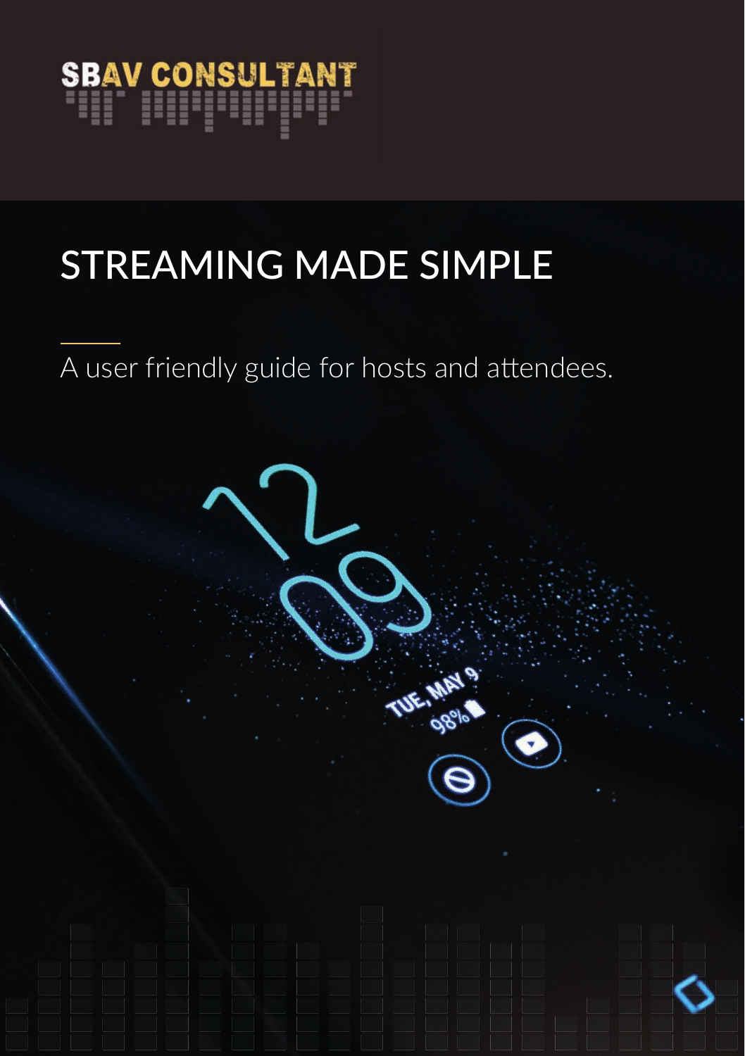SBAV CONSULTANT

# STREAMING MADE SIMPLE

A user friendly guide for hosts and attendees.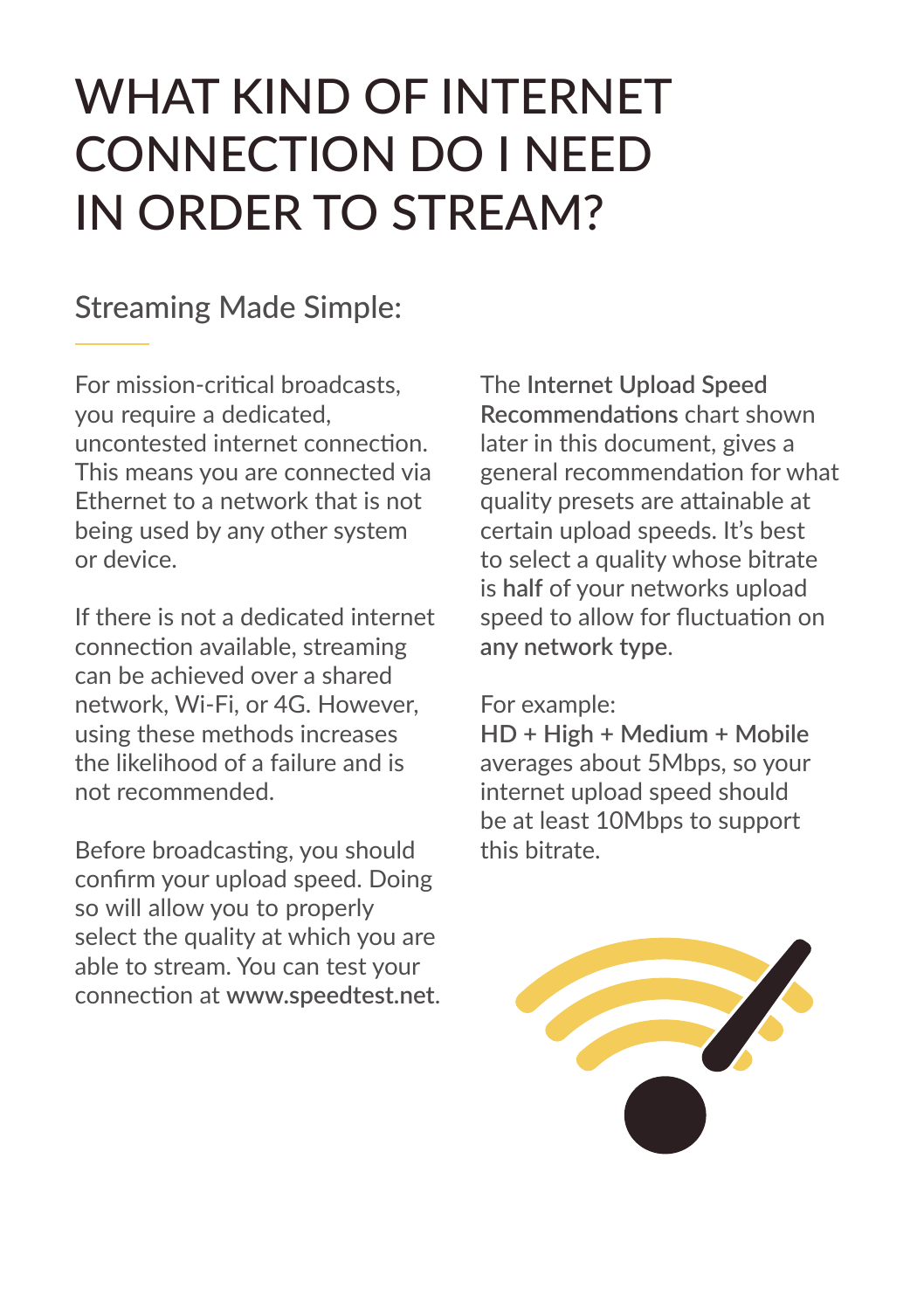# WHAT KIND OF INTERNET CONNECTION DO I NEED IN ORDER TO STREAM?

## Streaming Made Simple:

For mission-critical broadcasts, you require a dedicated, uncontested internet connection. This means you are connected via Ethernet to a network that is not being used by any other system or device.

If there is not a dedicated internet connection available, streaming can be achieved over a shared network, Wi-Fi, or 4G. However, using these methods increases the likelihood of a failure and is not recommended.

Before broadcasting, you should confirm your upload speed. Doing so will allow you to properly select the quality at which you are able to stream. You can test your connection at **www.speedtest.net**.

The **Internet Upload Speed Recommendations** chart shown later in this document, gives a general recommendation for what quality presets are attainable at certain upload speeds. It's best to select a quality whose bitrate is **half** of your networks upload speed to allow for fluctuation on **any network type**.

For example:
**HD + High + Medium + Mobile** averages about 5Mbps, so your internet upload speed should be at least 10Mbps to support this bitrate.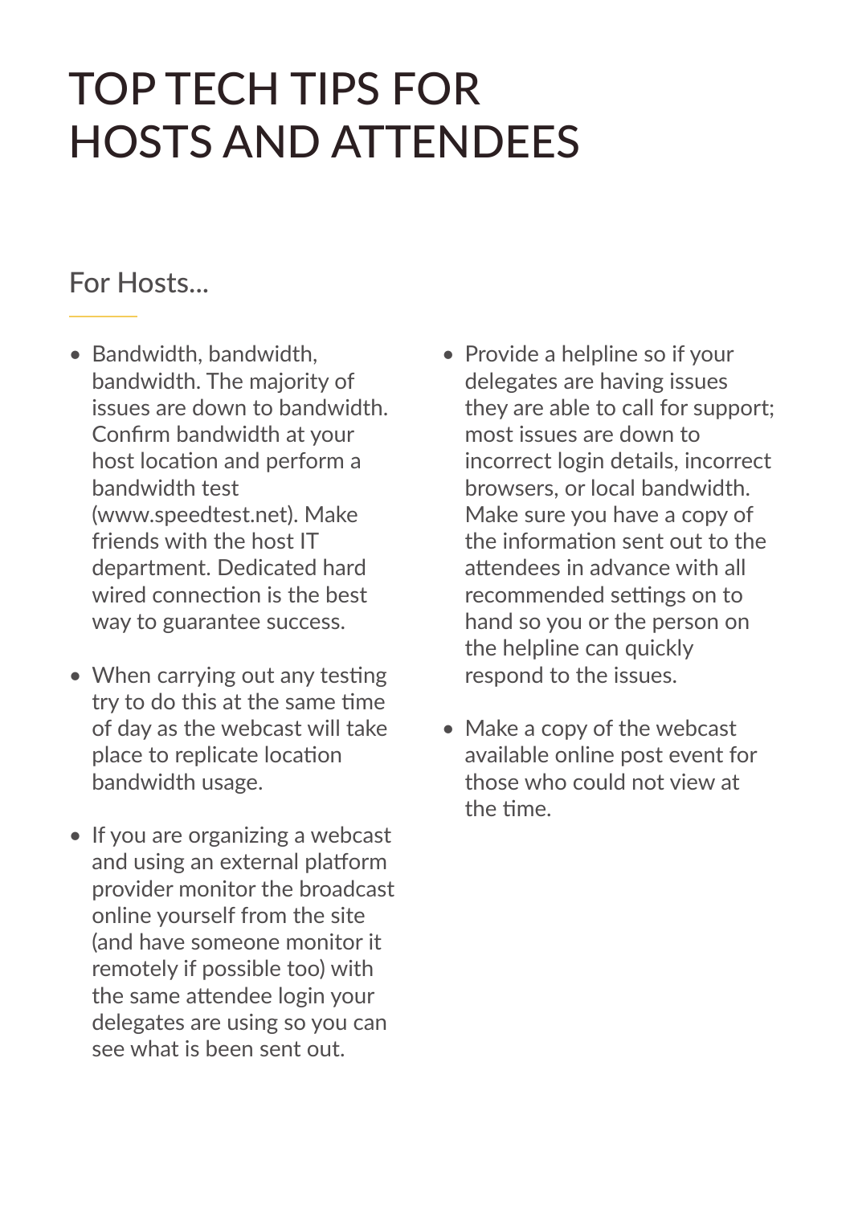# TOP TECH TIPS FOR HOSTS AND ATTENDEES

## For Hosts...

- Bandwidth, bandwidth, bandwidth. The majority of issues are down to bandwidth. Confirm bandwidth at your host location and perform a bandwidth test (www.speedtest.net). Make friends with the host IT department. Dedicated hard wired connection is the best way to guarantee success.

- When carrying out any testing try to do this at the same time of day as the webcast will take place to replicate location bandwidth usage.

- If you are organizing a webcast and using an external platform provider monitor the broadcast online yourself from the site (and have someone monitor it remotely if possible too) with the same attendee login your delegates are using so you can see what is been sent out.

- Provide a helpline so if your delegates are having issues they are able to call for support; most issues are down to incorrect login details, incorrect browsers, or local bandwidth. Make sure you have a copy of the information sent out to the attendees in advance with all recommended settings on to hand so you or the person on the helpline can quickly respond to the issues.

- Make a copy of the webcast available online post event for those who could not view at the time.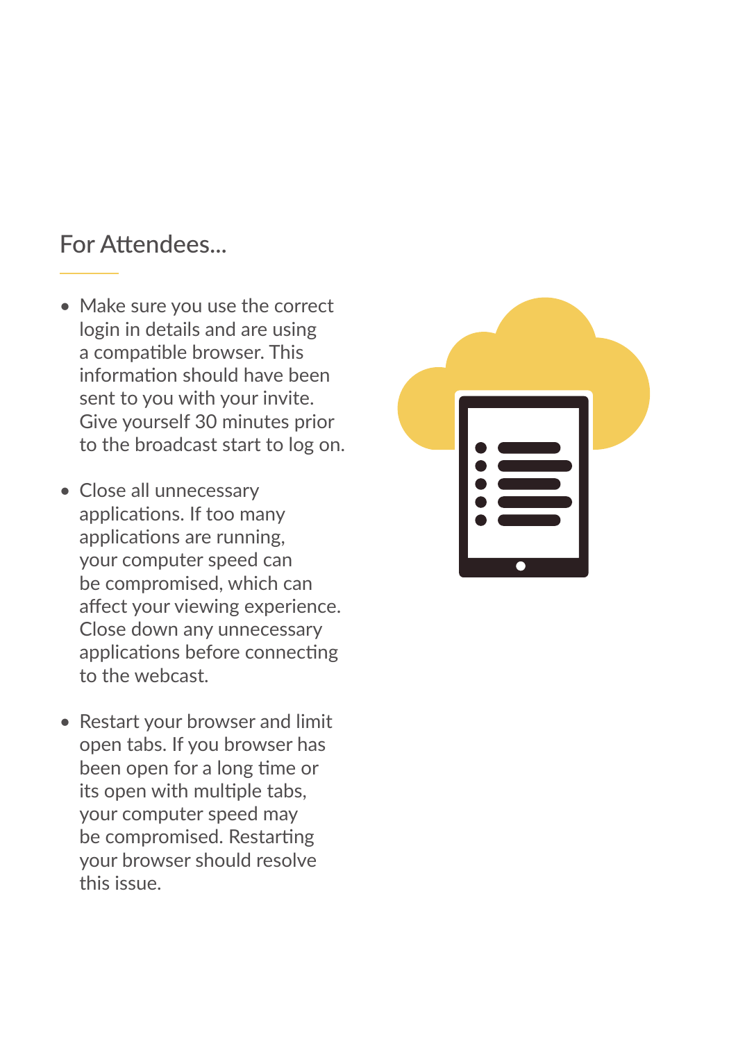## For Attendees...

- Make sure you use the correct login in details and are using a compatible browser. This information should have been sent to you with your invite. Give yourself 30 minutes prior to the broadcast start to log on.

- Close all unnecessary applications. If too many applications are running, your computer speed can be compromised, which can affect your viewing experience. Close down any unnecessary applications before connecting to the webcast.

- Restart your browser and limit open tabs. If you browser has been open for a long time or its open with multiple tabs, your computer speed may be compromised. Restarting your browser should resolve this issue.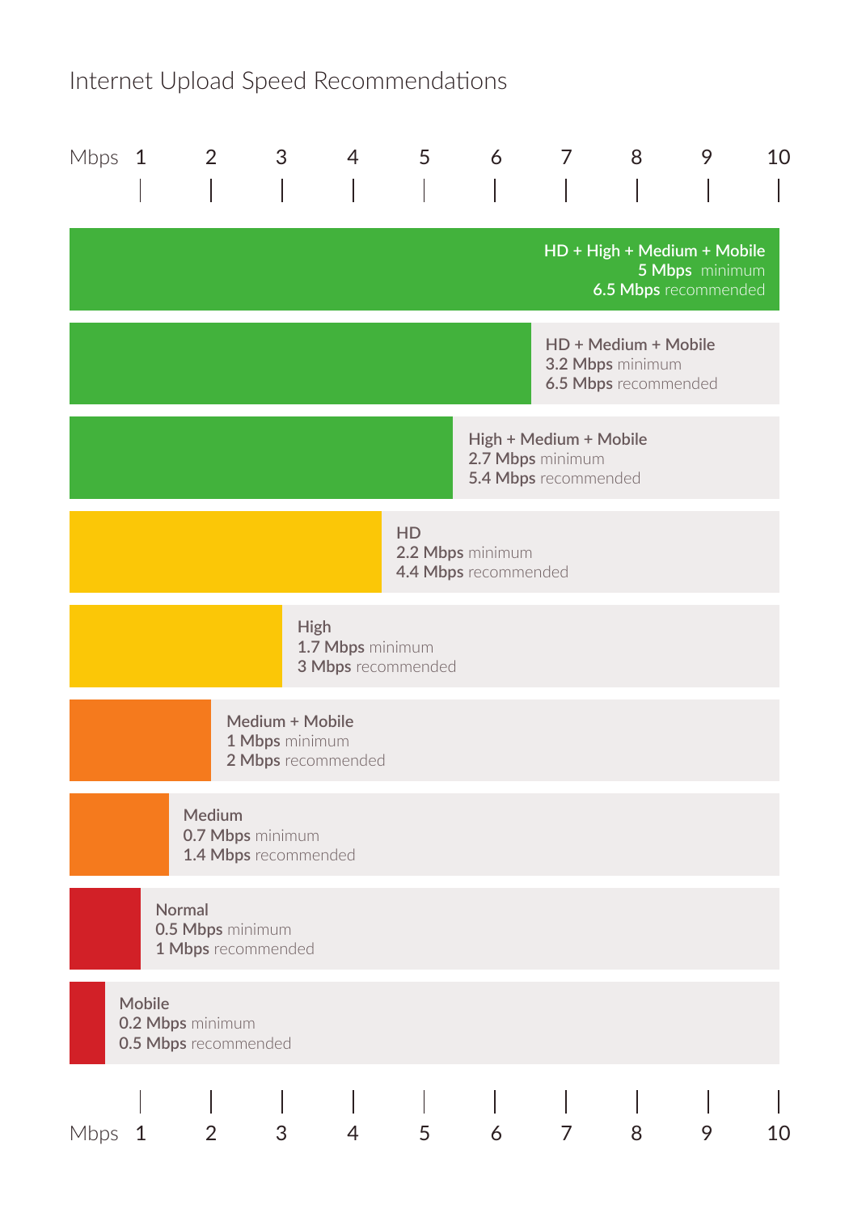# Internet Upload Speed Recommendations

Mbps 1 2 3 4 5 6 7 8 9 10

**HD + High + Medium + Mobile**
**5 Mbps** minimum
**6.5 Mbps** recommended

**HD + Medium + Mobile**
**3.2 Mbps** minimum
**6.5 Mbps** recommended

**High + Medium + Mobile**
**2.7 Mbps** minimum
**5.4 Mbps** recommended

**HD**
**2.2 Mbps** minimum
**4.4 Mbps** recommended

**High**
**1.7 Mbps** minimum
**3 Mbps** recommended

**Medium + Mobile**
**1 Mbps** minimum
**2 Mbps** recommended

**Medium**
**0.7 Mbps** minimum
**1.4 Mbps** recommended

**Normal**
**0.5 Mbps** minimum
**1 Mbps** recommended

**Mobile**
**0.2 Mbps** minimum
**0.5 Mbps** recommended

Mbps 1 2 3 4 5 6 7 8 9 10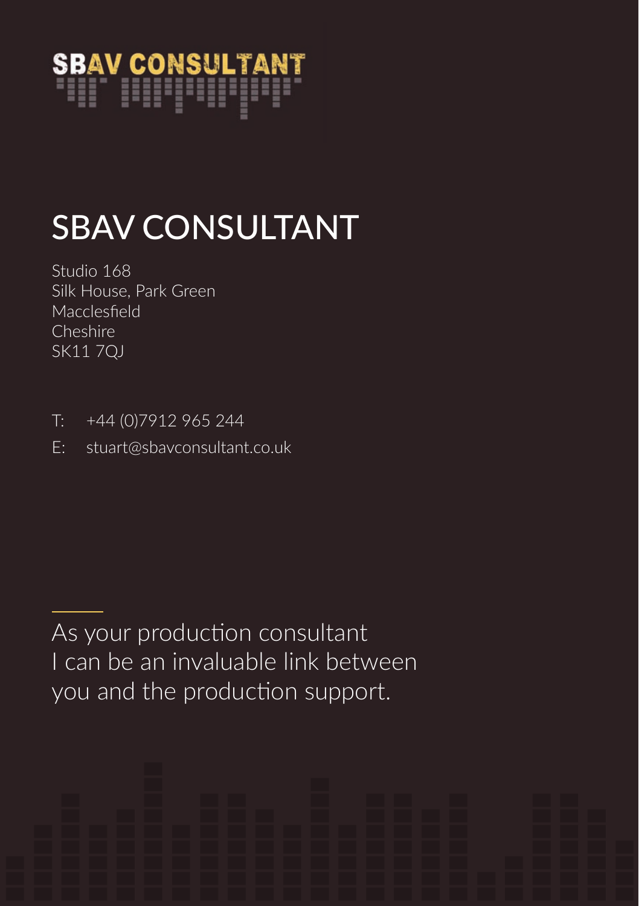SBAV CONSULTANT

# SBAV CONSULTANT

Studio 168
Silk House, Park Green
Macclesfield
Cheshire
SK11 7QJ

T: +44 (0)7912 965 244

E: stuart@sbavconsultant.co.uk

As your production consultant
I can be an invaluable link between
you and the production support.